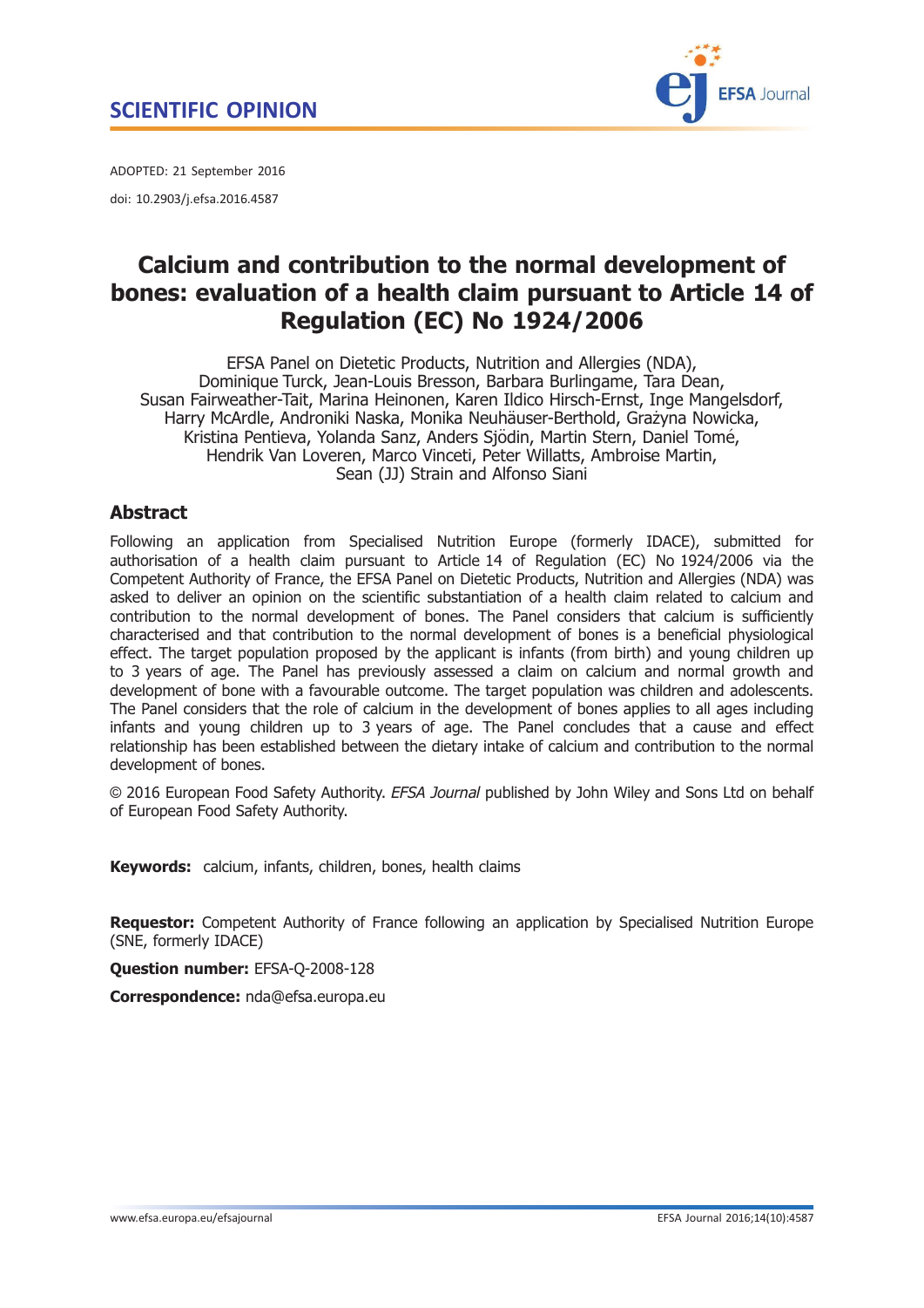SCIENTIFIC OPINION

ADOPTED: 21 September 2016

doi: 10.2903/j.efsa.2016.4587

# Calcium and contribution to the normal development of bones: evaluation of a health claim pursuant to Article 14 of Regulation (EC) No 1924/2006

EFSA Panel on Dietetic Products, Nutrition and Allergies (NDA), Dominique Turck, Jean-Louis Bresson, Barbara Burlingame, Tara Dean, Susan Fairweather-Tait, Marina Heinonen, Karen Ildico Hirsch-Ernst, Inge Mangelsdorf, Harry McArdle, Androniki Naska, Monika Neuhäuser-Berthold, Grażyna Nowicka, Kristina Pentieva, Yolanda Sanz, Anders Sjödin, Martin Stern, Daniel Tomé, Hendrik Van Loveren, Marco Vinceti, Peter Willatts, Ambroise Martin, Sean (JJ) Strain and Alfonso Siani

## Abstract

Following an application from Specialised Nutrition Europe (formerly IDACE), submitted for authorisation of a health claim pursuant to Article 14 of Regulation (EC) No 1924/2006 via the Competent Authority of France, the EFSA Panel on Dietetic Products, Nutrition and Allergies (NDA) was asked to deliver an opinion on the scientific substantiation of a health claim related to calcium and contribution to the normal development of bones. The Panel considers that calcium is sufficiently characterised and that contribution to the normal development of bones is a beneficial physiological effect. The target population proposed by the applicant is infants (from birth) and young children up to 3 years of age. The Panel has previously assessed a claim on calcium and normal growth and development of bone with a favourable outcome. The target population was children and adolescents. The Panel considers that the role of calcium in the development of bones applies to all ages including infants and young children up to 3 years of age. The Panel concludes that a cause and effect relationship has been established between the dietary intake of calcium and contribution to the normal development of bones.

© 2016 European Food Safety Authority. *EFSA Journal* published by John Wiley and Sons Ltd on behalf of European Food Safety Authority.

**Keywords:** calcium, infants, children, bones, health claims

**Requestor:** Competent Authority of France following an application by Specialised Nutrition Europe (SNE, formerly IDACE)

**Question number:** EFSA-Q-2008-128

**Correspondence:** nda@efsa.europa.eu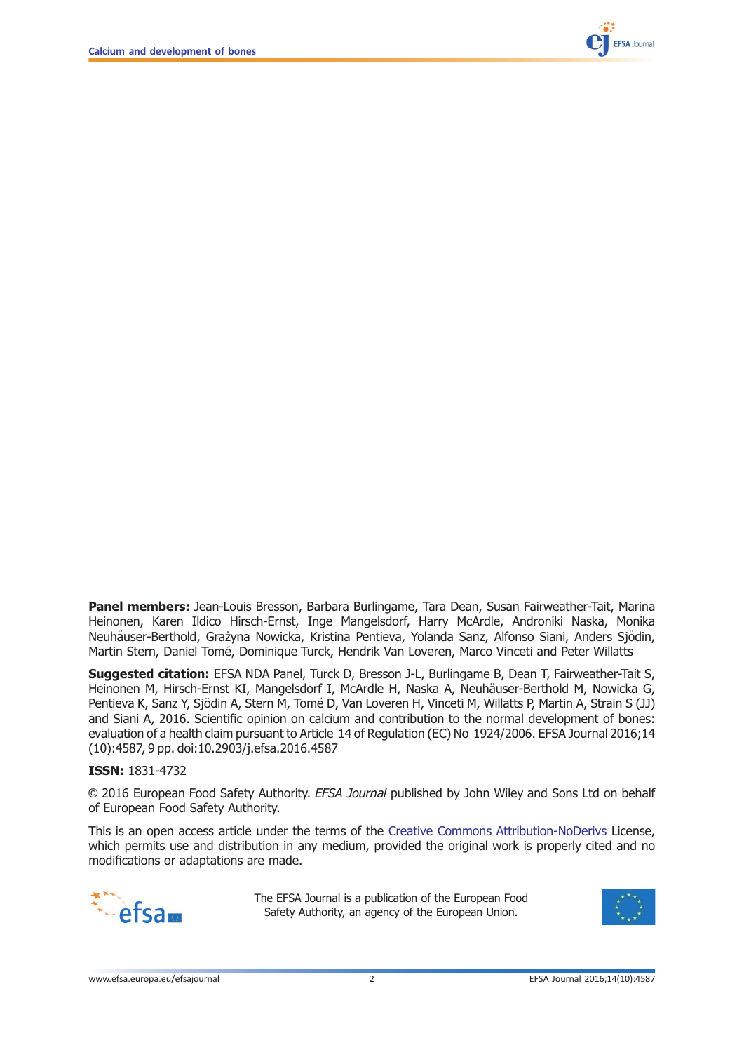**Panel members:** Jean-Louis Bresson, Barbara Burlingame, Tara Dean, Susan Fairweather-Tait, Marina Heinonen, Karen Ildico Hirsch-Ernst, Inge Mangelsdorf, Harry McArdle, Androniki Naska, Monika Neuhäuser-Berthold, Grażyna Nowicka, Kristina Pentieva, Yolanda Sanz, Alfonso Siani, Anders Sjödin, Martin Stern, Daniel Tomé, Dominique Turck, Hendrik Van Loveren, Marco Vinceti and Peter Willatts

**Suggested citation:** EFSA NDA Panel, Turck D, Bresson J-L, Burlingame B, Dean T, Fairweather-Tait S, Heinonen M, Hirsch-Ernst KI, Mangelsdorf I, McArdle H, Naska A, Neuhäuser-Berthold M, Nowicka G, Pentieva K, Sanz Y, Sjödin A, Stern M, Tomé D, Van Loveren H, Vinceti M, Willatts P, Martin A, Strain S (JJ) and Siani A, 2016. Scientific opinion on calcium and contribution to the normal development of bones: evaluation of a health claim pursuant to Article 14 of Regulation (EC) No 1924/2006. EFSA Journal 2016;14(10):4587, 9 pp. doi:10.2903/j.efsa.2016.4587

**ISSN:** 1831-4732

© 2016 European Food Safety Authority. *EFSA Journal* published by John Wiley and Sons Ltd on behalf of European Food Safety Authority.

This is an open access article under the terms of the Creative Commons Attribution-NoDerivs License, which permits use and distribution in any medium, provided the original work is properly cited and no modifications or adaptations are made.

The EFSA Journal is a publication of the European Food Safety Authority, an agency of the European Union.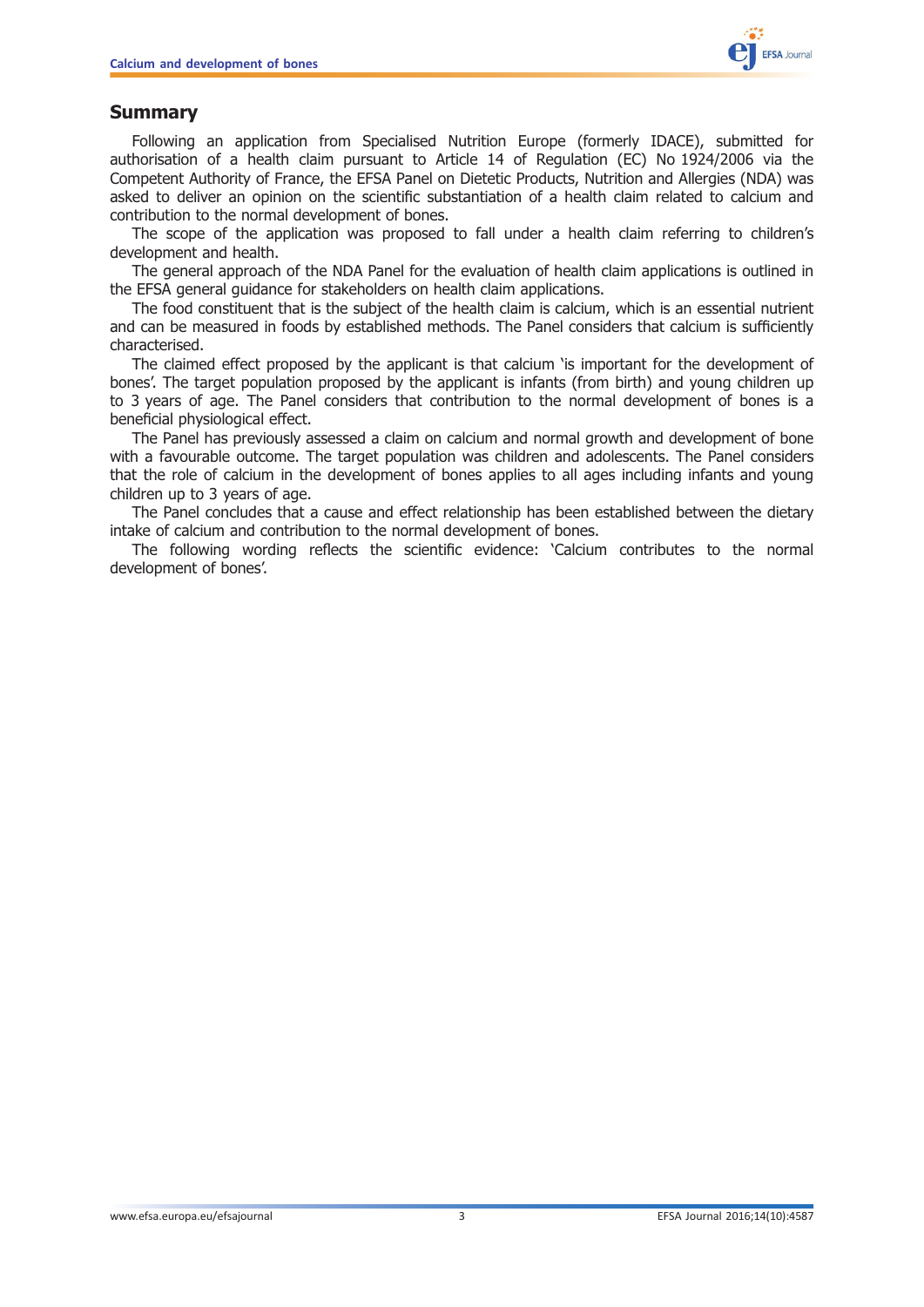## Summary

Following an application from Specialised Nutrition Europe (formerly IDACE), submitted for authorisation of a health claim pursuant to Article 14 of Regulation (EC) No 1924/2006 via the Competent Authority of France, the EFSA Panel on Dietetic Products, Nutrition and Allergies (NDA) was asked to deliver an opinion on the scientific substantiation of a health claim related to calcium and contribution to the normal development of bones.

The scope of the application was proposed to fall under a health claim referring to children's development and health.

The general approach of the NDA Panel for the evaluation of health claim applications is outlined in the EFSA general guidance for stakeholders on health claim applications.

The food constituent that is the subject of the health claim is calcium, which is an essential nutrient and can be measured in foods by established methods. The Panel considers that calcium is sufficiently characterised.

The claimed effect proposed by the applicant is that calcium 'is important for the development of bones'. The target population proposed by the applicant is infants (from birth) and young children up to 3 years of age. The Panel considers that contribution to the normal development of bones is a beneficial physiological effect.

The Panel has previously assessed a claim on calcium and normal growth and development of bone with a favourable outcome. The target population was children and adolescents. The Panel considers that the role of calcium in the development of bones applies to all ages including infants and young children up to 3 years of age.

The Panel concludes that a cause and effect relationship has been established between the dietary intake of calcium and contribution to the normal development of bones.

The following wording reflects the scientific evidence: 'Calcium contributes to the normal development of bones'.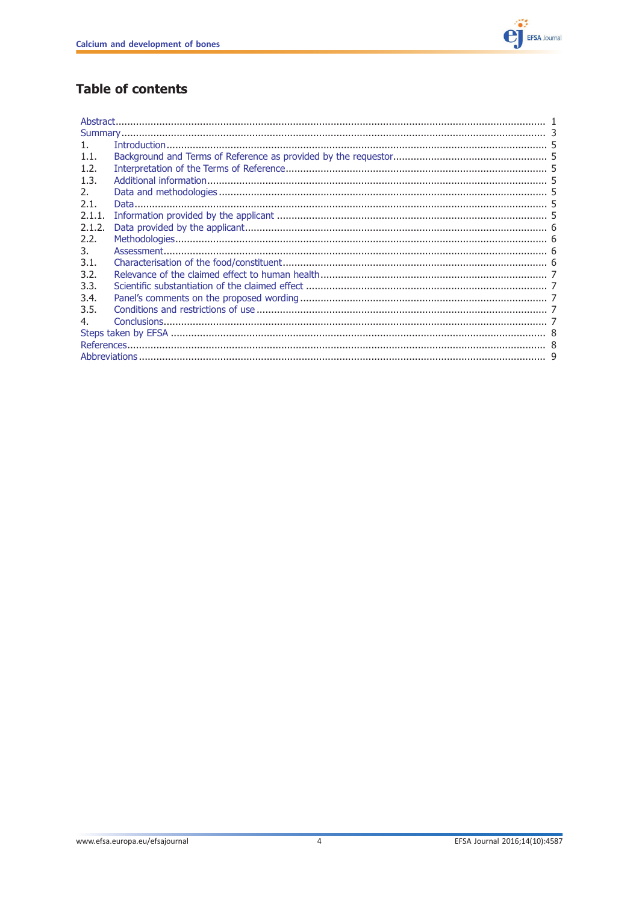## Table of contents

Abstract....................................................................................................................................... 1
Summary...................................................................................................................................... 3
1. Introduction.............................................................................................................................. 5
1.1. Background and Terms of Reference as provided by the requestor........................................... 5
1.2. Interpretation of the Terms of Reference.................................................................................. 5
1.3. Additional information............................................................................................................ 5
2. Data and methodologies ......................................................................................................... 5
2.1. Data..................................................................................................................................... 5
2.1.1. Information provided by the applicant ................................................................................. 5
2.1.2. Data provided by the applicant............................................................................................ 6
2.2. Methodologies........................................................................................................................ 6
3. Assessment............................................................................................................................. 6
3.1. Characterisation of the food/constituent.................................................................................. 6
3.2. Relevance of the claimed effect to human health..................................................................... 7
3.3. Scientific substantiation of the claimed effect .......................................................................... 7
3.4. Panel's comments on the proposed wording ............................................................................ 7
3.5. Conditions and restrictions of use ........................................................................................... 7
4. Conclusions............................................................................................................................. 7
Steps taken by EFSA ..................................................................................................................... 8
References..................................................................................................................................... 8
Abbreviations ................................................................................................................................ 9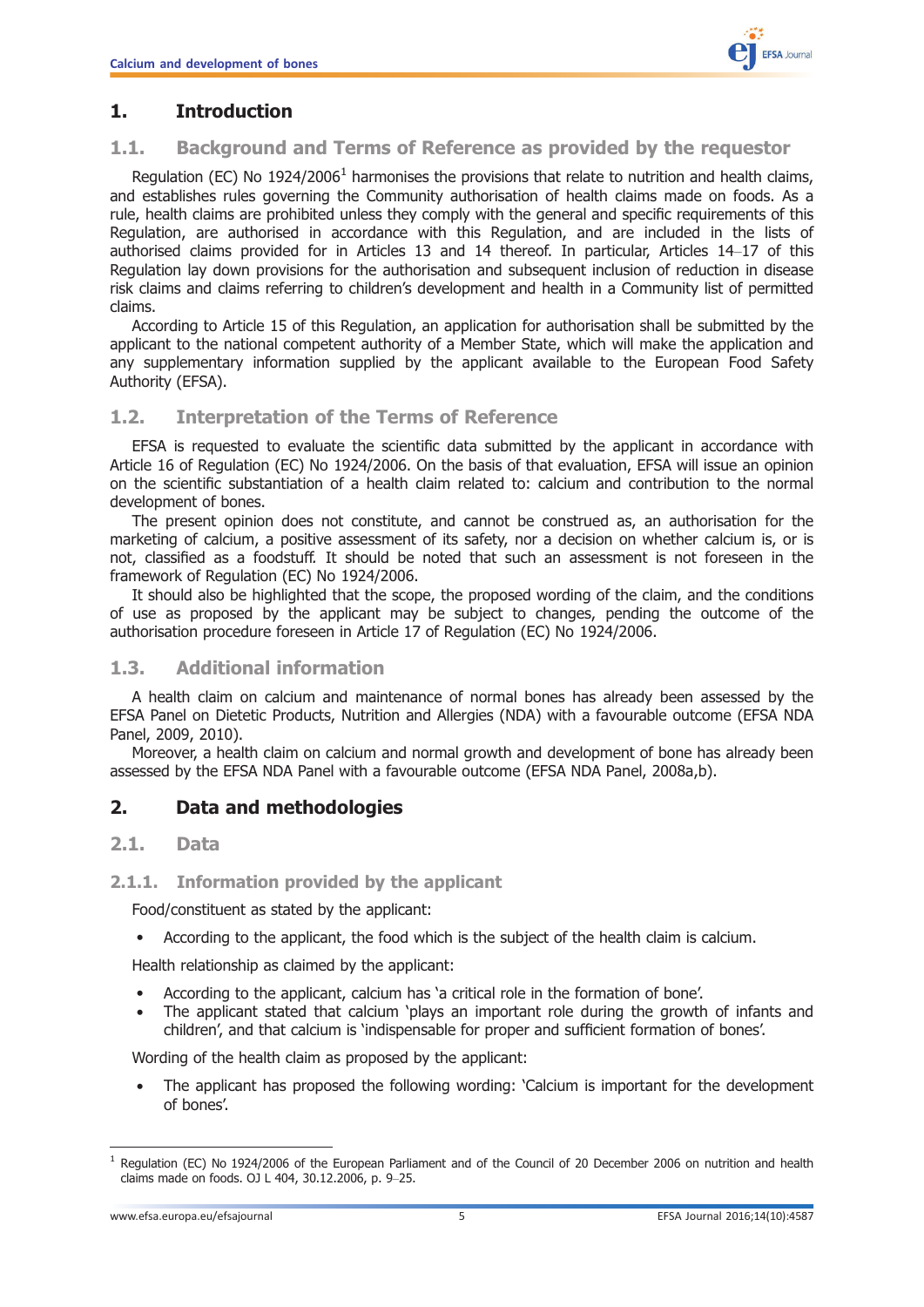# 1. Introduction

## 1.1. Background and Terms of Reference as provided by the requestor

Regulation (EC) No 1924/2006[1] harmonises the provisions that relate to nutrition and health claims, and establishes rules governing the Community authorisation of health claims made on foods. As a rule, health claims are prohibited unless they comply with the general and specific requirements of this Regulation, are authorised in accordance with this Regulation, and are included in the lists of authorised claims provided for in Articles 13 and 14 thereof. In particular, Articles 14–17 of this Regulation lay down provisions for the authorisation and subsequent inclusion of reduction in disease risk claims and claims referring to children's development and health in a Community list of permitted claims.

According to Article 15 of this Regulation, an application for authorisation shall be submitted by the applicant to the national competent authority of a Member State, which will make the application and any supplementary information supplied by the applicant available to the European Food Safety Authority (EFSA).

## 1.2. Interpretation of the Terms of Reference

EFSA is requested to evaluate the scientific data submitted by the applicant in accordance with Article 16 of Regulation (EC) No 1924/2006. On the basis of that evaluation, EFSA will issue an opinion on the scientific substantiation of a health claim related to: calcium and contribution to the normal development of bones.

The present opinion does not constitute, and cannot be construed as, an authorisation for the marketing of calcium, a positive assessment of its safety, nor a decision on whether calcium is, or is not, classified as a foodstuff. It should be noted that such an assessment is not foreseen in the framework of Regulation (EC) No 1924/2006.

It should also be highlighted that the scope, the proposed wording of the claim, and the conditions of use as proposed by the applicant may be subject to changes, pending the outcome of the authorisation procedure foreseen in Article 17 of Regulation (EC) No 1924/2006.

## 1.3. Additional information

A health claim on calcium and maintenance of normal bones has already been assessed by the EFSA Panel on Dietetic Products, Nutrition and Allergies (NDA) with a favourable outcome (EFSA NDA Panel, 2009, 2010).

Moreover, a health claim on calcium and normal growth and development of bone has already been assessed by the EFSA NDA Panel with a favourable outcome (EFSA NDA Panel, 2008a,b).

# 2. Data and methodologies

## 2.1. Data

### 2.1.1. Information provided by the applicant

Food/constituent as stated by the applicant:

- According to the applicant, the food which is the subject of the health claim is calcium.

Health relationship as claimed by the applicant:

- According to the applicant, calcium has 'a critical role in the formation of bone'.
- The applicant stated that calcium 'plays an important role during the growth of infants and children', and that calcium is 'indispensable for proper and sufficient formation of bones'.

Wording of the health claim as proposed by the applicant:

- The applicant has proposed the following wording: 'Calcium is important for the development of bones'.

---

[1] Regulation (EC) No 1924/2006 of the European Parliament and of the Council of 20 December 2006 on nutrition and health claims made on foods. OJ L 404, 30.12.2006, p. 9–25.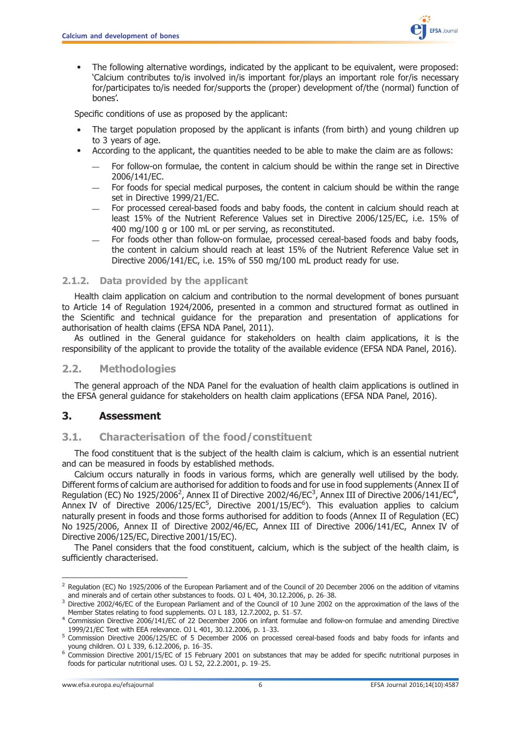- The following alternative wordings, indicated by the applicant to be equivalent, were proposed: 'Calcium contributes to/is involved in/is important for/plays an important role for/is necessary for/participates to/is needed for/supports the (proper) development of/the (normal) function of bones'.

Specific conditions of use as proposed by the applicant:

- The target population proposed by the applicant is infants (from birth) and young children up to 3 years of age.
- According to the applicant, the quantities needed to be able to make the claim are as follows:
  - For follow-on formulae, the content in calcium should be within the range set in Directive 2006/141/EC.
  - For foods for special medical purposes, the content in calcium should be within the range set in Directive 1999/21/EC.
  - For processed cereal-based foods and baby foods, the content in calcium should reach at least 15% of the Nutrient Reference Values set in Directive 2006/125/EC, i.e. 15% of 400 mg/100 g or 100 mL or per serving, as reconstituted.
  - For foods other than follow-on formulae, processed cereal-based foods and baby foods, the content in calcium should reach at least 15% of the Nutrient Reference Value set in Directive 2006/141/EC, i.e. 15% of 550 mg/100 mL product ready for use.

### 2.1.2. Data provided by the applicant

Health claim application on calcium and contribution to the normal development of bones pursuant to Article 14 of Regulation 1924/2006, presented in a common and structured format as outlined in the Scientific and technical guidance for the preparation and presentation of applications for authorisation of health claims (EFSA NDA Panel, 2011).

As outlined in the General guidance for stakeholders on health claim applications, it is the responsibility of the applicant to provide the totality of the available evidence (EFSA NDA Panel, 2016).

## 2.2. Methodologies

The general approach of the NDA Panel for the evaluation of health claim applications is outlined in the EFSA general guidance for stakeholders on health claim applications (EFSA NDA Panel, 2016).

# 3. Assessment

## 3.1. Characterisation of the food/constituent

The food constituent that is the subject of the health claim is calcium, which is an essential nutrient and can be measured in foods by established methods.

Calcium occurs naturally in foods in various forms, which are generally well utilised by the body. Different forms of calcium are authorised for addition to foods and for use in food supplements (Annex II of Regulation (EC) No 1925/2006[2], Annex II of Directive 2002/46/EC[3], Annex III of Directive 2006/141/EC[4], Annex IV of Directive 2006/125/EC[5], Directive 2001/15/EC[6]). This evaluation applies to calcium naturally present in foods and those forms authorised for addition to foods (Annex II of Regulation (EC) No 1925/2006, Annex II of Directive 2002/46/EC, Annex III of Directive 2006/141/EC, Annex IV of Directive 2006/125/EC, Directive 2001/15/EC).

The Panel considers that the food constituent, calcium, which is the subject of the health claim, is sufficiently characterised.

---

[2] Regulation (EC) No 1925/2006 of the European Parliament and of the Council of 20 December 2006 on the addition of vitamins and minerals and of certain other substances to foods. OJ L 404, 30.12.2006, p. 26–38.

[3] Directive 2002/46/EC of the European Parliament and of the Council of 10 June 2002 on the approximation of the laws of the Member States relating to food supplements. OJ L 183, 12.7.2002, p. 51–57.

[4] Commission Directive 2006/141/EC of 22 December 2006 on infant formulae and follow-on formulae and amending Directive 1999/21/EC Text with EEA relevance. OJ L 401, 30.12.2006, p. 1–33.

[5] Commission Directive 2006/125/EC of 5 December 2006 on processed cereal-based foods and baby foods for infants and young children. OJ L 339, 6.12.2006, p. 16–35.

[6] Commission Directive 2001/15/EC of 15 February 2001 on substances that may be added for specific nutritional purposes in foods for particular nutritional uses. OJ L 52, 22.2.2001, p. 19–25.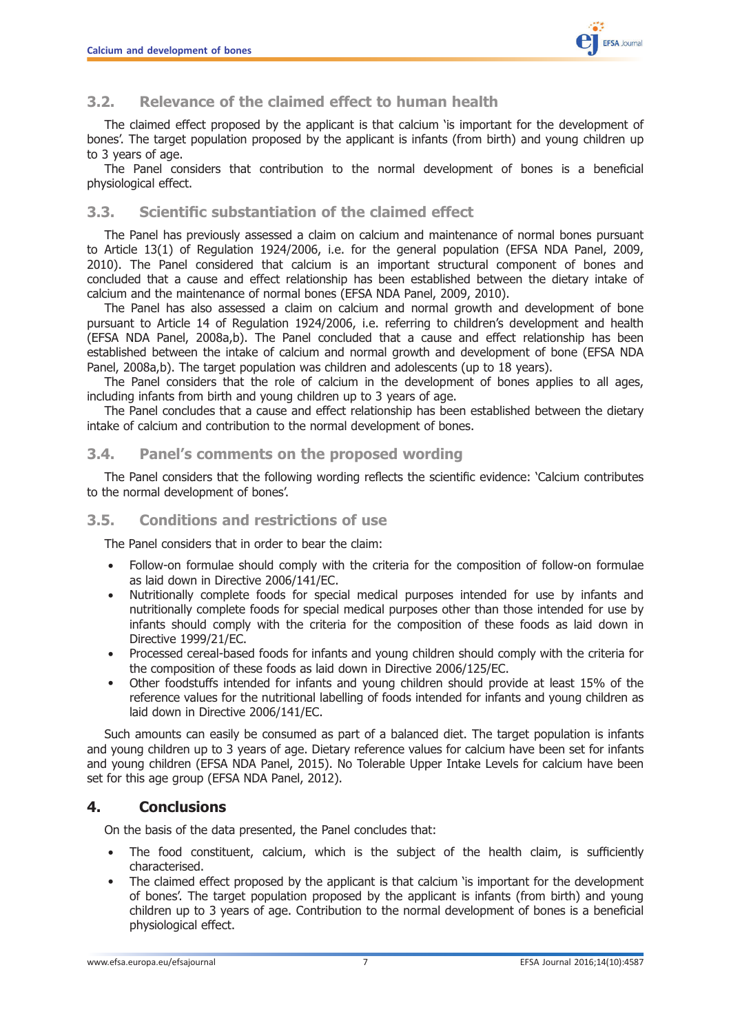## 3.2. Relevance of the claimed effect to human health

The claimed effect proposed by the applicant is that calcium 'is important for the development of bones'. The target population proposed by the applicant is infants (from birth) and young children up to 3 years of age.

The Panel considers that contribution to the normal development of bones is a beneficial physiological effect.

## 3.3. Scientific substantiation of the claimed effect

The Panel has previously assessed a claim on calcium and maintenance of normal bones pursuant to Article 13(1) of Regulation 1924/2006, i.e. for the general population (EFSA NDA Panel, 2009, 2010). The Panel considered that calcium is an important structural component of bones and concluded that a cause and effect relationship has been established between the dietary intake of calcium and the maintenance of normal bones (EFSA NDA Panel, 2009, 2010).

The Panel has also assessed a claim on calcium and normal growth and development of bone pursuant to Article 14 of Regulation 1924/2006, i.e. referring to children's development and health (EFSA NDA Panel, 2008a,b). The Panel concluded that a cause and effect relationship has been established between the intake of calcium and normal growth and development of bone (EFSA NDA Panel, 2008a,b). The target population was children and adolescents (up to 18 years).

The Panel considers that the role of calcium in the development of bones applies to all ages, including infants from birth and young children up to 3 years of age.

The Panel concludes that a cause and effect relationship has been established between the dietary intake of calcium and contribution to the normal development of bones.

## 3.4. Panel's comments on the proposed wording

The Panel considers that the following wording reflects the scientific evidence: 'Calcium contributes to the normal development of bones'.

## 3.5. Conditions and restrictions of use

The Panel considers that in order to bear the claim:

- Follow-on formulae should comply with the criteria for the composition of follow-on formulae as laid down in Directive 2006/141/EC.
- Nutritionally complete foods for special medical purposes intended for use by infants and nutritionally complete foods for special medical purposes other than those intended for use by infants should comply with the criteria for the composition of these foods as laid down in Directive 1999/21/EC.
- Processed cereal-based foods for infants and young children should comply with the criteria for the composition of these foods as laid down in Directive 2006/125/EC.
- Other foodstuffs intended for infants and young children should provide at least 15% of the reference values for the nutritional labelling of foods intended for infants and young children as laid down in Directive 2006/141/EC.

Such amounts can easily be consumed as part of a balanced diet. The target population is infants and young children up to 3 years of age. Dietary reference values for calcium have been set for infants and young children (EFSA NDA Panel, 2015). No Tolerable Upper Intake Levels for calcium have been set for this age group (EFSA NDA Panel, 2012).

# 4. Conclusions

On the basis of the data presented, the Panel concludes that:

- The food constituent, calcium, which is the subject of the health claim, is sufficiently characterised.
- The claimed effect proposed by the applicant is that calcium 'is important for the development of bones'. The target population proposed by the applicant is infants (from birth) and young children up to 3 years of age. Contribution to the normal development of bones is a beneficial physiological effect.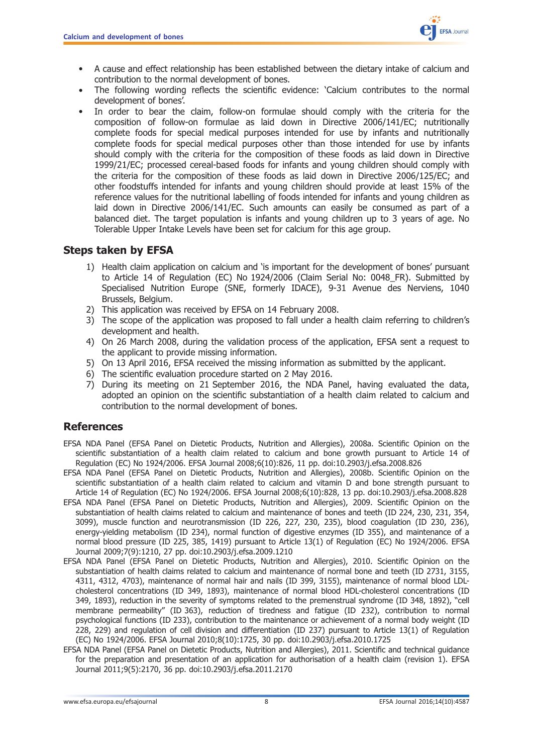- A cause and effect relationship has been established between the dietary intake of calcium and contribution to the normal development of bones.
- The following wording reflects the scientific evidence: 'Calcium contributes to the normal development of bones'.
- In order to bear the claim, follow-on formulae should comply with the criteria for the composition of follow-on formulae as laid down in Directive 2006/141/EC; nutritionally complete foods for special medical purposes intended for use by infants and nutritionally complete foods for special medical purposes other than those intended for use by infants should comply with the criteria for the composition of these foods as laid down in Directive 1999/21/EC; processed cereal-based foods for infants and young children should comply with the criteria for the composition of these foods as laid down in Directive 2006/125/EC; and other foodstuffs intended for infants and young children should provide at least 15% of the reference values for the nutritional labelling of foods intended for infants and young children as laid down in Directive 2006/141/EC. Such amounts can easily be consumed as part of a balanced diet. The target population is infants and young children up to 3 years of age. No Tolerable Upper Intake Levels have been set for calcium for this age group.

## Steps taken by EFSA

1) Health claim application on calcium and 'is important for the development of bones' pursuant to Article 14 of Regulation (EC) No 1924/2006 (Claim Serial No: 0048_FR). Submitted by Specialised Nutrition Europe (SNE, formerly IDACE), 9-31 Avenue des Nerviens, 1040 Brussels, Belgium.
2) This application was received by EFSA on 14 February 2008.
3) The scope of the application was proposed to fall under a health claim referring to children's development and health.
4) On 26 March 2008, during the validation process of the application, EFSA sent a request to the applicant to provide missing information.
5) On 13 April 2016, EFSA received the missing information as submitted by the applicant.
6) The scientific evaluation procedure started on 2 May 2016.
7) During its meeting on 21 September 2016, the NDA Panel, having evaluated the data, adopted an opinion on the scientific substantiation of a health claim related to calcium and contribution to the normal development of bones.

## References

EFSA NDA Panel (EFSA Panel on Dietetic Products, Nutrition and Allergies), 2008a. Scientific Opinion on the scientific substantiation of a health claim related to calcium and bone growth pursuant to Article 14 of Regulation (EC) No 1924/2006. EFSA Journal 2008;6(10):826, 11 pp. doi:10.2903/j.efsa.2008.826

EFSA NDA Panel (EFSA Panel on Dietetic Products, Nutrition and Allergies), 2008b. Scientific Opinion on the scientific substantiation of a health claim related to calcium and vitamin D and bone strength pursuant to Article 14 of Regulation (EC) No 1924/2006. EFSA Journal 2008;6(10):828, 13 pp. doi:10.2903/j.efsa.2008.828

EFSA NDA Panel (EFSA Panel on Dietetic Products, Nutrition and Allergies), 2009. Scientific Opinion on the substantiation of health claims related to calcium and maintenance of bones and teeth (ID 224, 230, 231, 354, 3099), muscle function and neurotransmission (ID 226, 227, 230, 235), blood coagulation (ID 230, 236), energy-yielding metabolism (ID 234), normal function of digestive enzymes (ID 355), and maintenance of a normal blood pressure (ID 225, 385, 1419) pursuant to Article 13(1) of Regulation (EC) No 1924/2006. EFSA Journal 2009;7(9):1210, 27 pp. doi:10.2903/j.efsa.2009.1210

EFSA NDA Panel (EFSA Panel on Dietetic Products, Nutrition and Allergies), 2010. Scientific Opinion on the substantiation of health claims related to calcium and maintenance of normal bone and teeth (ID 2731, 3155, 4311, 4312, 4703), maintenance of normal hair and nails (ID 399, 3155), maintenance of normal blood LDL-cholesterol concentrations (ID 349, 1893), maintenance of normal blood HDL-cholesterol concentrations (ID 349, 1893), reduction in the severity of symptoms related to the premenstrual syndrome (ID 348, 1892), "cell membrane permeability" (ID 363), reduction of tiredness and fatigue (ID 232), contribution to normal psychological functions (ID 233), contribution to the maintenance or achievement of a normal body weight (ID 228, 229) and regulation of cell division and differentiation (ID 237) pursuant to Article 13(1) of Regulation (EC) No 1924/2006. EFSA Journal 2010;8(10):1725, 30 pp. doi:10.2903/j.efsa.2010.1725

EFSA NDA Panel (EFSA Panel on Dietetic Products, Nutrition and Allergies), 2011. Scientific and technical guidance for the preparation and presentation of an application for authorisation of a health claim (revision 1). EFSA Journal 2011;9(5):2170, 36 pp. doi:10.2903/j.efsa.2011.2170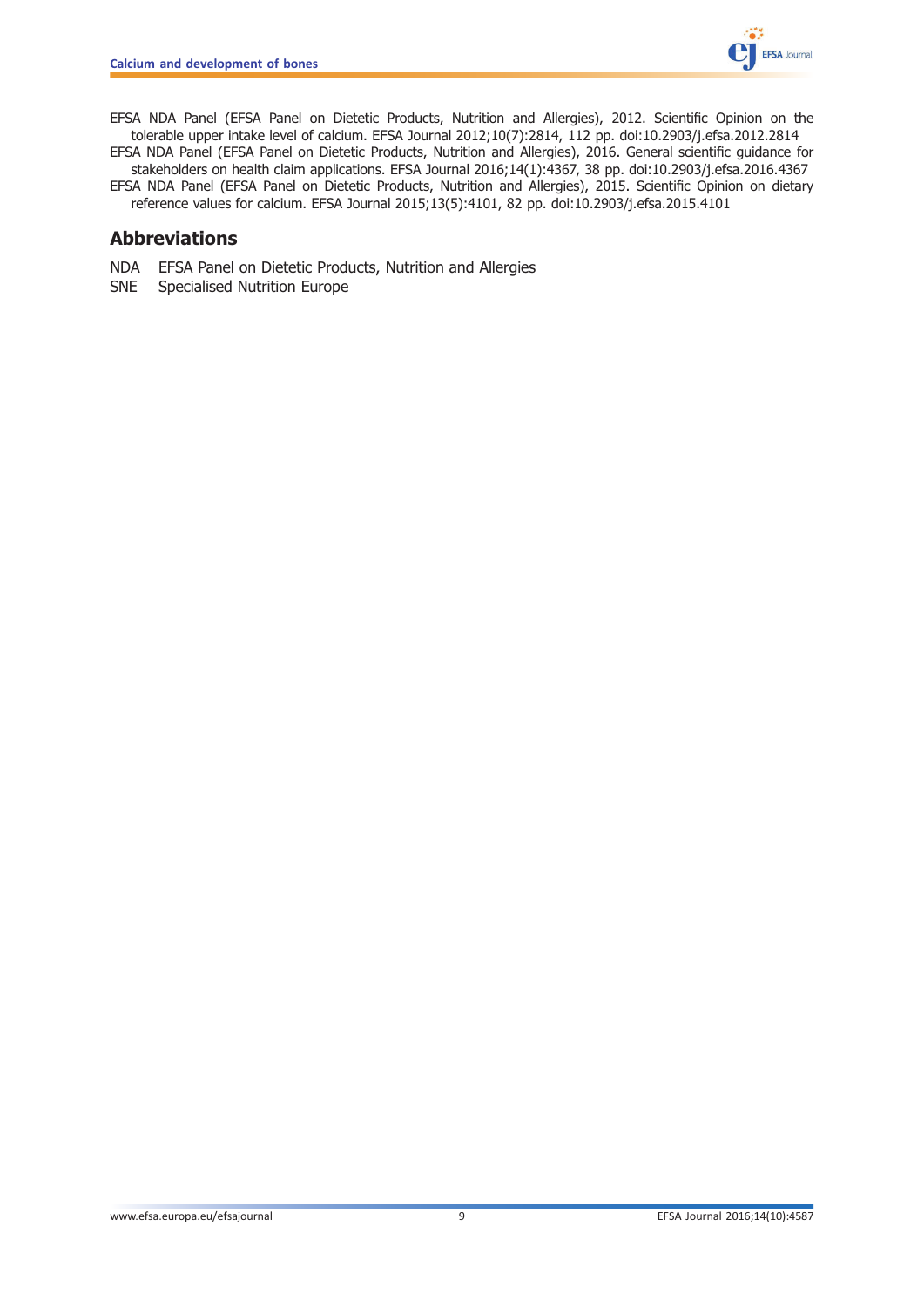EFSA NDA Panel (EFSA Panel on Dietetic Products, Nutrition and Allergies), 2012. Scientific Opinion on the tolerable upper intake level of calcium. EFSA Journal 2012;10(7):2814, 112 pp. doi:10.2903/j.efsa.2012.2814

EFSA NDA Panel (EFSA Panel on Dietetic Products, Nutrition and Allergies), 2016. General scientific guidance for stakeholders on health claim applications. EFSA Journal 2016;14(1):4367, 38 pp. doi:10.2903/j.efsa.2016.4367

EFSA NDA Panel (EFSA Panel on Dietetic Products, Nutrition and Allergies), 2015. Scientific Opinion on dietary reference values for calcium. EFSA Journal 2015;13(5):4101, 82 pp. doi:10.2903/j.efsa.2015.4101

## Abbreviations

NDA EFSA Panel on Dietetic Products, Nutrition and Allergies

SNE Specialised Nutrition Europe